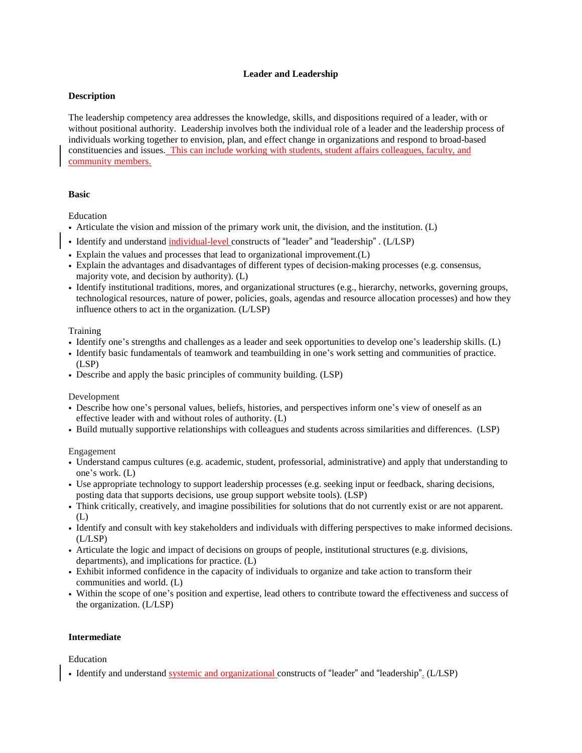# Leader and Leadership

## Description

The leadership competency area addresses the knowledge, skills, and dispositions required of a leader, with or without positional authority. Leadership involves both the individual role of a leader and the leadership process of individuals working together to envision, plan, and effect change in organizations and respond to broad-based constituencies and issues. This can include working with students, student affairs colleagues, faculty, and community members.

## Basic

Education

- Articulate the vision and mission of the primary work unit, the division, and the institution. (L)
- Identify and understand individual-level constructs of "leader" and "leadership" . (L/LSP)
- Explain the values and processes that lead to organizational improvement.(L)
- Explain the advantages and disadvantages of different types of decision-making processes (e.g. consensus, majority vote, and decision by authority). (L)
- Identify institutional traditions, mores, and organizational structures (e.g., hierarchy, networks, governing groups, technological resources, nature of power, policies, goals, agendas and resource allocation processes) and how they influence others to act in the organization. (L/LSP)

Training

- Identify one's strengths and challenges as a leader and seek opportunities to develop one's leadership skills. (L)
- Identify basic fundamentals of teamwork and teambuilding in one's work setting and communities of practice. (LSP)
- Describe and apply the basic principles of community building. (LSP)

Development

- Describe how one's personal values, beliefs, histories, and perspectives inform one's view of oneself as an effective leader with and without roles of authority. (L)
- Build mutually supportive relationships with colleagues and students across similarities and differences. (LSP)

Engagement

- Understand campus cultures (e.g. academic, student, professorial, administrative) and apply that understanding to one's work. (L)
- Use appropriate technology to support leadership processes (e.g. seeking input or feedback, sharing decisions, posting data that supports decisions, use group support website tools). (LSP)
- Think critically, creatively, and imagine possibilities for solutions that do not currently exist or are not apparent. (L)
- Identify and consult with key stakeholders and individuals with differing perspectives to make informed decisions. (L/LSP)
- Articulate the logic and impact of decisions on groups of people, institutional structures (e.g. divisions, departments), and implications for practice. (L)
- Exhibit informed confidence in the capacity of individuals to organize and take action to transform their communities and world. (L)
- Within the scope of one's position and expertise, lead others to contribute toward the effectiveness and success of the organization. (L/LSP)

## Intermediate

Education

- Identify and understand systemic and organizational constructs of "leader" and "leadership". (L/LSP)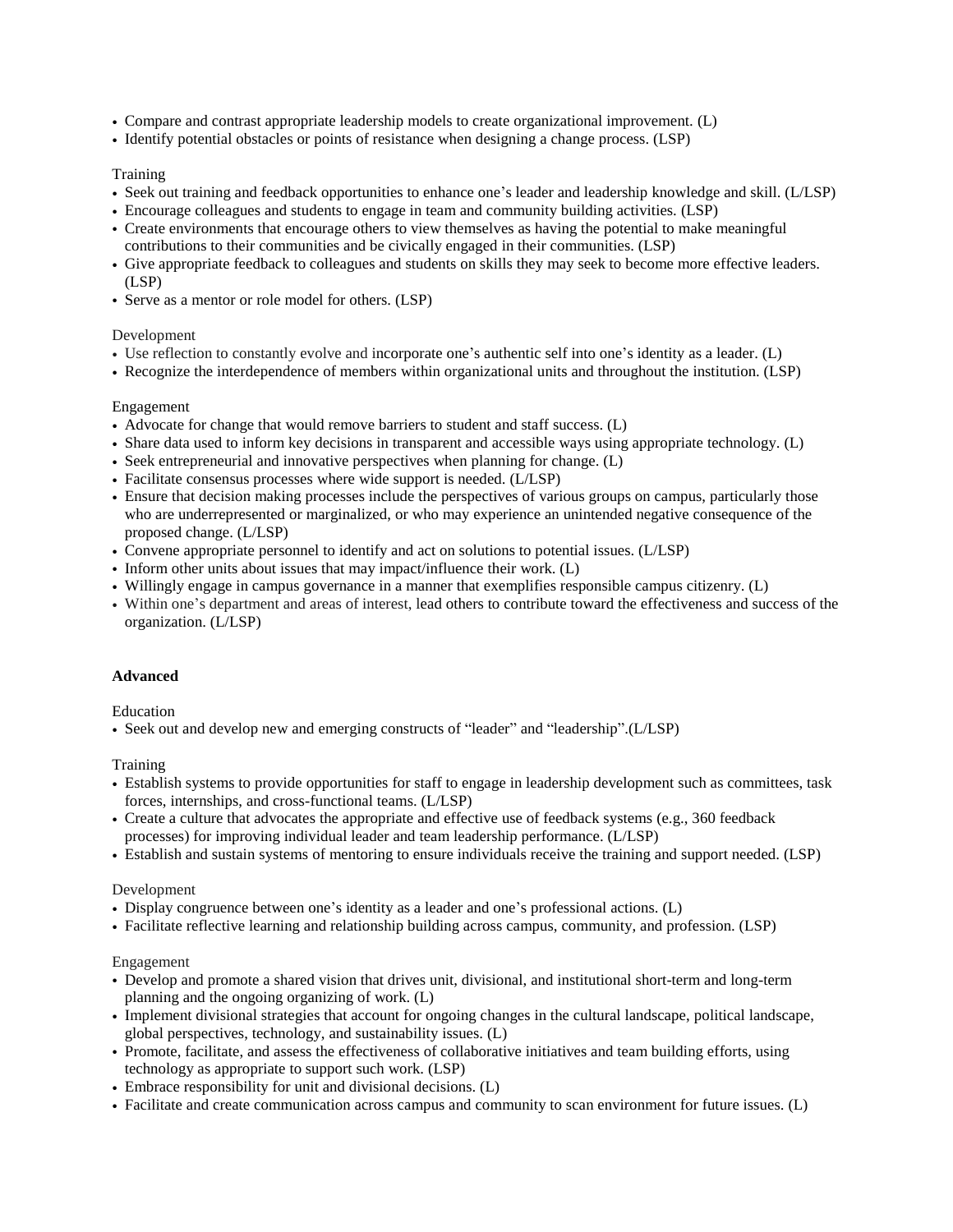- Compare and contrast appropriate leadership models to create organizational improvement. (L)
- Identify potential obstacles or points of resistance when designing a change process. (LSP)

Training

- Seek out training and feedback opportunities to enhance one's leader and leadership knowledge and skill. (L/LSP)
- Encourage colleagues and students to engage in team and community building activities. (LSP)
- Create environments that encourage others to view themselves as having the potential to make meaningful contributions to their communities and be civically engaged in their communities. (LSP)
- Give appropriate feedback to colleagues and students on skills they may seek to become more effective leaders. (LSP)
- Serve as a mentor or role model for others. (LSP)

Development

- Use reflection to constantly evolve and incorporate one's authentic self into one's identity as a leader. (L)
- Recognize the interdependence of members within organizational units and throughout the institution. (LSP)

Engagement

- Advocate for change that would remove barriers to student and staff success. (L)
- Share data used to inform key decisions in transparent and accessible ways using appropriate technology. (L)
- Seek entrepreneurial and innovative perspectives when planning for change. (L)
- Facilitate consensus processes where wide support is needed. (L/LSP)
- Ensure that decision making processes include the perspectives of various groups on campus, particularly those who are underrepresented or marginalized, or who may experience an unintended negative consequence of the proposed change. (L/LSP)
- Convene appropriate personnel to identify and act on solutions to potential issues. (L/LSP)
- Inform other units about issues that may impact/influence their work. (L)
- Willingly engage in campus governance in a manner that exemplifies responsible campus citizenry. (L)
- Within one's department and areas of interest, lead others to contribute toward the effectiveness and success of the organization. (L/LSP)

**Advanced**

Education

- Seek out and develop new and emerging constructs of "leader" and "leadership".(L/LSP)

Training

- Establish systems to provide opportunities for staff to engage in leadership development such as committees, task forces, internships, and cross-functional teams. (L/LSP)
- Create a culture that advocates the appropriate and effective use of feedback systems (e.g., 360 feedback processes) for improving individual leader and team leadership performance. (L/LSP)
- Establish and sustain systems of mentoring to ensure individuals receive the training and support needed. (LSP)

Development

- Display congruence between one's identity as a leader and one's professional actions. (L)
- Facilitate reflective learning and relationship building across campus, community, and profession. (LSP)

Engagement

- Develop and promote a shared vision that drives unit, divisional, and institutional short-term and long-term planning and the ongoing organizing of work. (L)
- Implement divisional strategies that account for ongoing changes in the cultural landscape, political landscape, global perspectives, technology, and sustainability issues. (L)
- Promote, facilitate, and assess the effectiveness of collaborative initiatives and team building efforts, using technology as appropriate to support such work. (LSP)
- Embrace responsibility for unit and divisional decisions. (L)
- Facilitate and create communication across campus and community to scan environment for future issues. (L)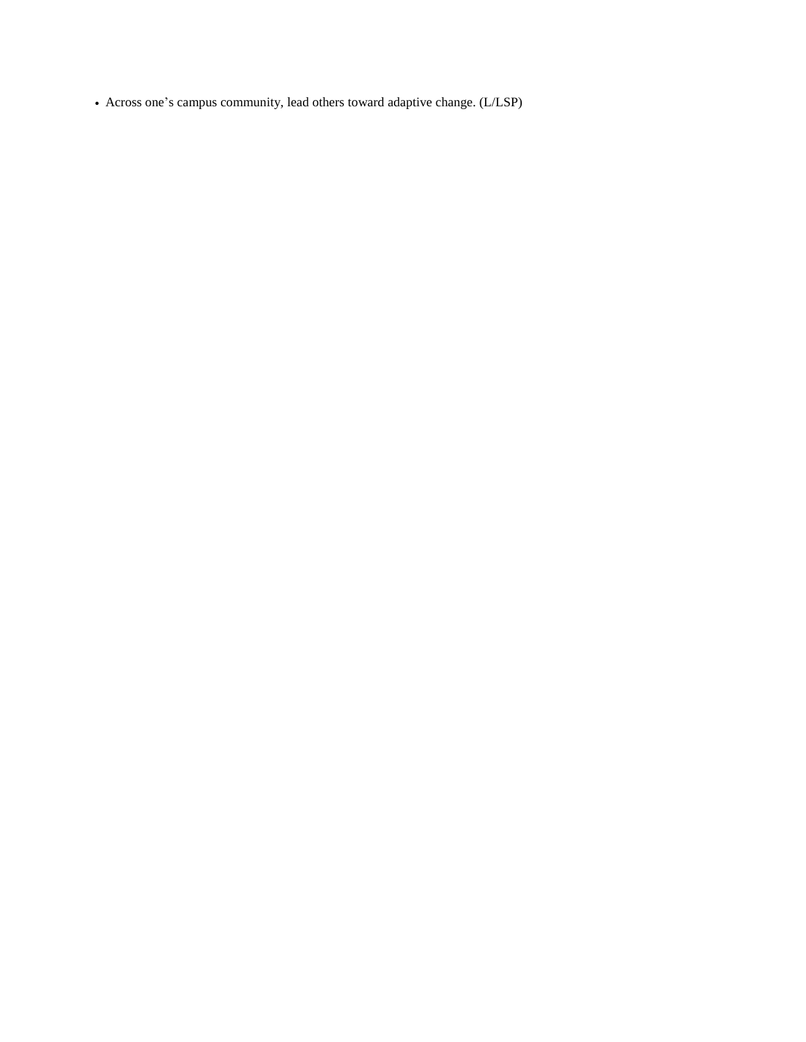- Across one’s campus community, lead others toward adaptive change. (L/LSP)